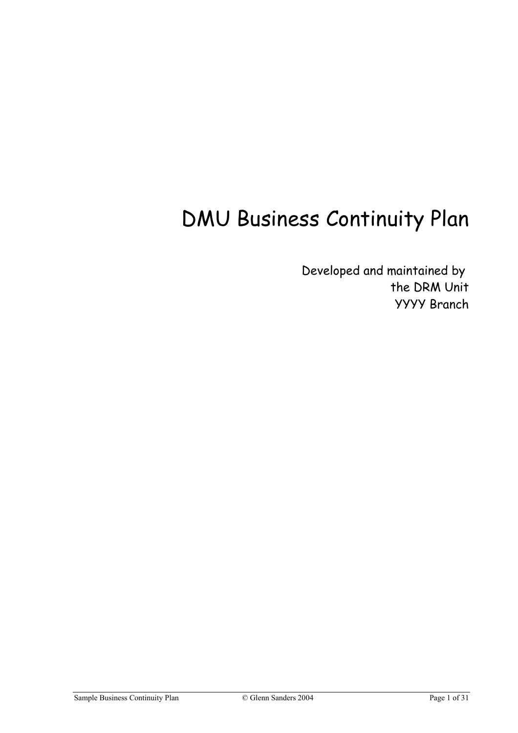# DMU Business Continuity Plan

Developed and maintained by
the DRM Unit
YYYY Branch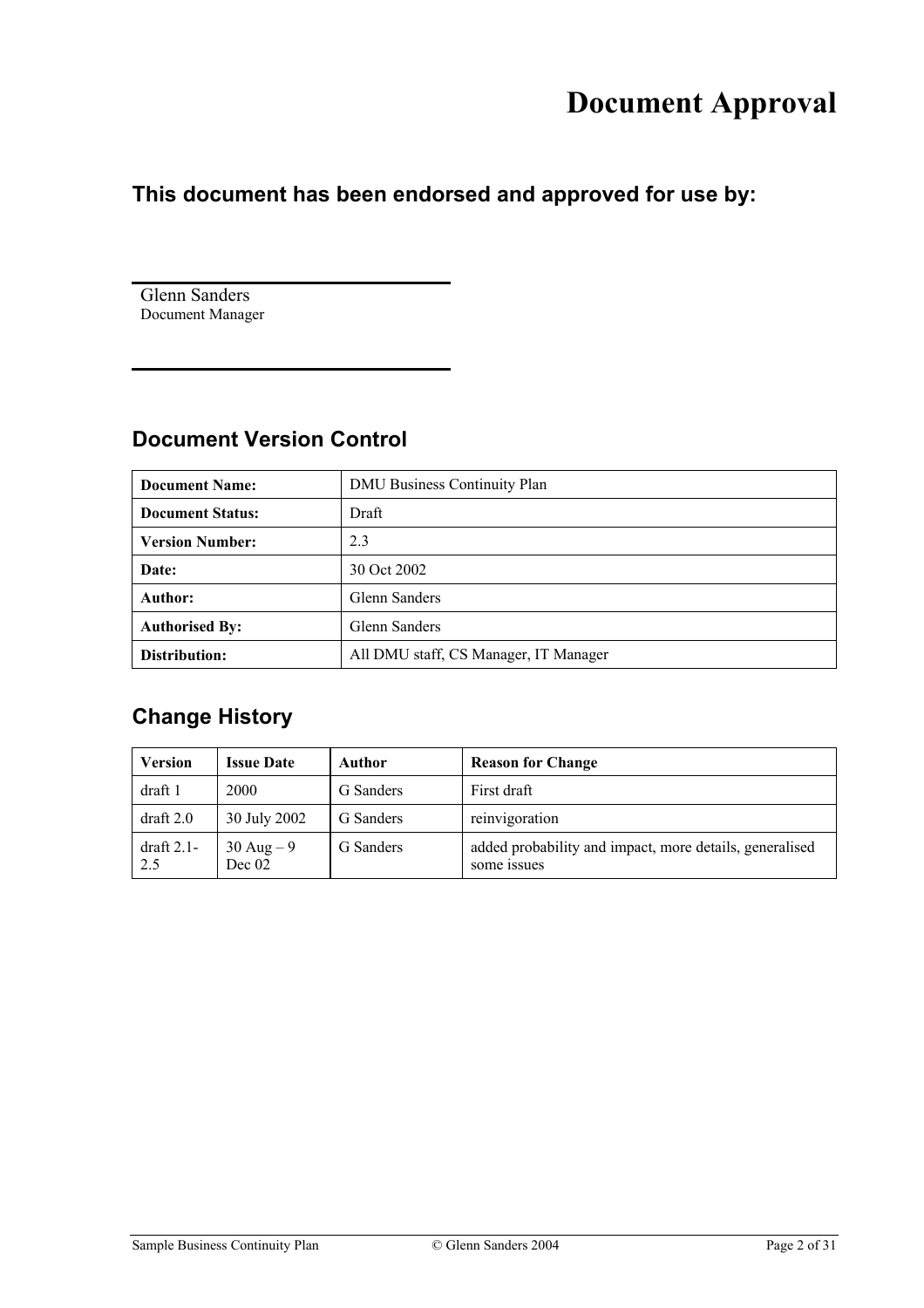# Document Approval

## This document has been endorsed and approved for use by:

Glenn Sanders
Document Manager

## Document Version Control

| | |
|---|---|
| **Document Name:** | DMU Business Continuity Plan |
| **Document Status:** | Draft |
| **Version Number:** | 2.3 |
| **Date:** | 30 Oct 2002 |
| **Author:** | Glenn Sanders |
| **Authorised By:** | Glenn Sanders |
| **Distribution:** | All DMU staff, CS Manager, IT Manager |

## Change History

| Version | Issue Date | Author | Reason for Change |
|---|---|---|---|
| draft 1 | 2000 | G Sanders | First draft |
| draft 2.0 | 30 July 2002 | G Sanders | reinvigoration |
| draft 2.1-2.5 | 30 Aug – 9 Dec 02 | G Sanders | added probability and impact, more details, generalised some issues |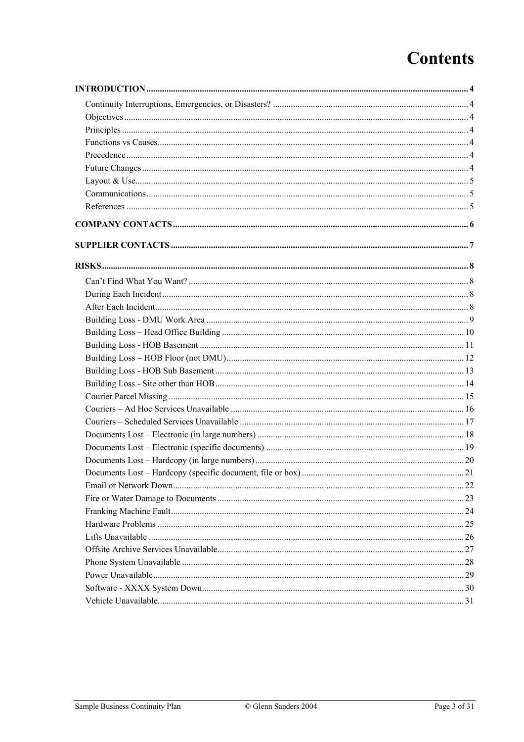# Contents

**INTRODUCTION** 4

- Continuity Interruptions, Emergencies, or Disasters? 4
- Objectives 4
- Principles 4
- Functions vs Causes 4
- Precedence 4
- Future Changes 4
- Layout & Use 5
- Communications 5
- References 5

**COMPANY CONTACTS** 6

**SUPPLIER CONTACTS** 7

**RISKS** 8

- Can't Find What You Want? 8
- During Each Incident 8
- After Each Incident 8
- Building Loss - DMU Work Area 9
- Building Loss – Head Office Building 10
- Building Loss - HOB Basement 11
- Building Loss – HOB Floor (not DMU) 12
- Building Loss - HOB Sub Basement 13
- Building Loss - Site other than HOB 14
- Courier Parcel Missing 15
- Couriers – Ad Hoc Services Unavailable 16
- Couriers – Scheduled Services Unavailable 17
- Documents Lost – Electronic (in large numbers) 18
- Documents Lost – Electronic (specific documents) 19
- Documents Lost – Hardcopy (in large numbers) 20
- Documents Lost – Hardcopy (specific document, file or box) 21
- Email or Network Down 22
- Fire or Water Damage to Documents 23
- Franking Machine Fault 24
- Hardware Problems 25
- Lifts Unavailable 26
- Offsite Archive Services Unavailable 27
- Phone System Unavailable 28
- Power Unavailable 29
- Software - XXXX System Down 30
- Vehicle Unavailable 31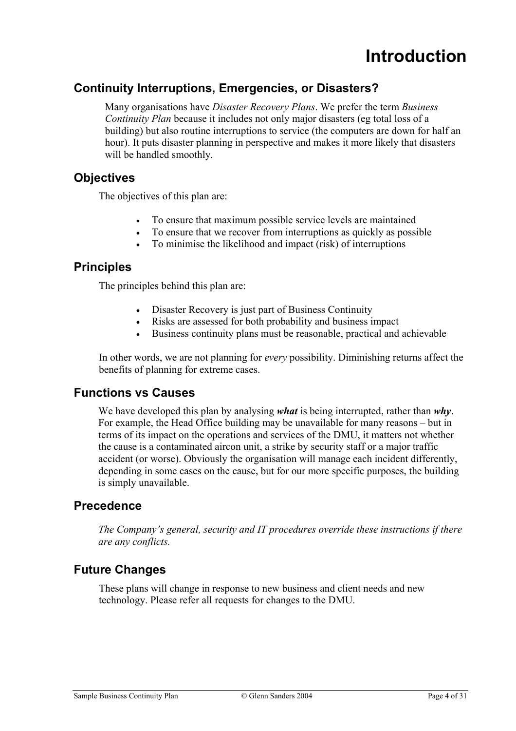# Introduction

## Continuity Interruptions, Emergencies, or Disasters?

Many organisations have *Disaster Recovery Plans*. We prefer the term *Business Continuity Plan* because it includes not only major disasters (eg total loss of a building) but also routine interruptions to service (the computers are down for half an hour). It puts disaster planning in perspective and makes it more likely that disasters will be handled smoothly.

## Objectives

The objectives of this plan are:

- To ensure that maximum possible service levels are maintained
- To ensure that we recover from interruptions as quickly as possible
- To minimise the likelihood and impact (risk) of interruptions

## Principles

The principles behind this plan are:

- Disaster Recovery is just part of Business Continuity
- Risks are assessed for both probability and business impact
- Business continuity plans must be reasonable, practical and achievable

In other words, we are not planning for *every* possibility. Diminishing returns affect the benefits of planning for extreme cases.

## Functions vs Causes

We have developed this plan by analysing ***what*** is being interrupted, rather than ***why***. For example, the Head Office building may be unavailable for many reasons – but in terms of its impact on the operations and services of the DMU, it matters not whether the cause is a contaminated aircon unit, a strike by security staff or a major traffic accident (or worse). Obviously the organisation will manage each incident differently, depending in some cases on the cause, but for our more specific purposes, the building is simply unavailable.

## Precedence

*The Company's general, security and IT procedures override these instructions if there are any conflicts.*

## Future Changes

These plans will change in response to new business and client needs and new technology. Please refer all requests for changes to the DMU.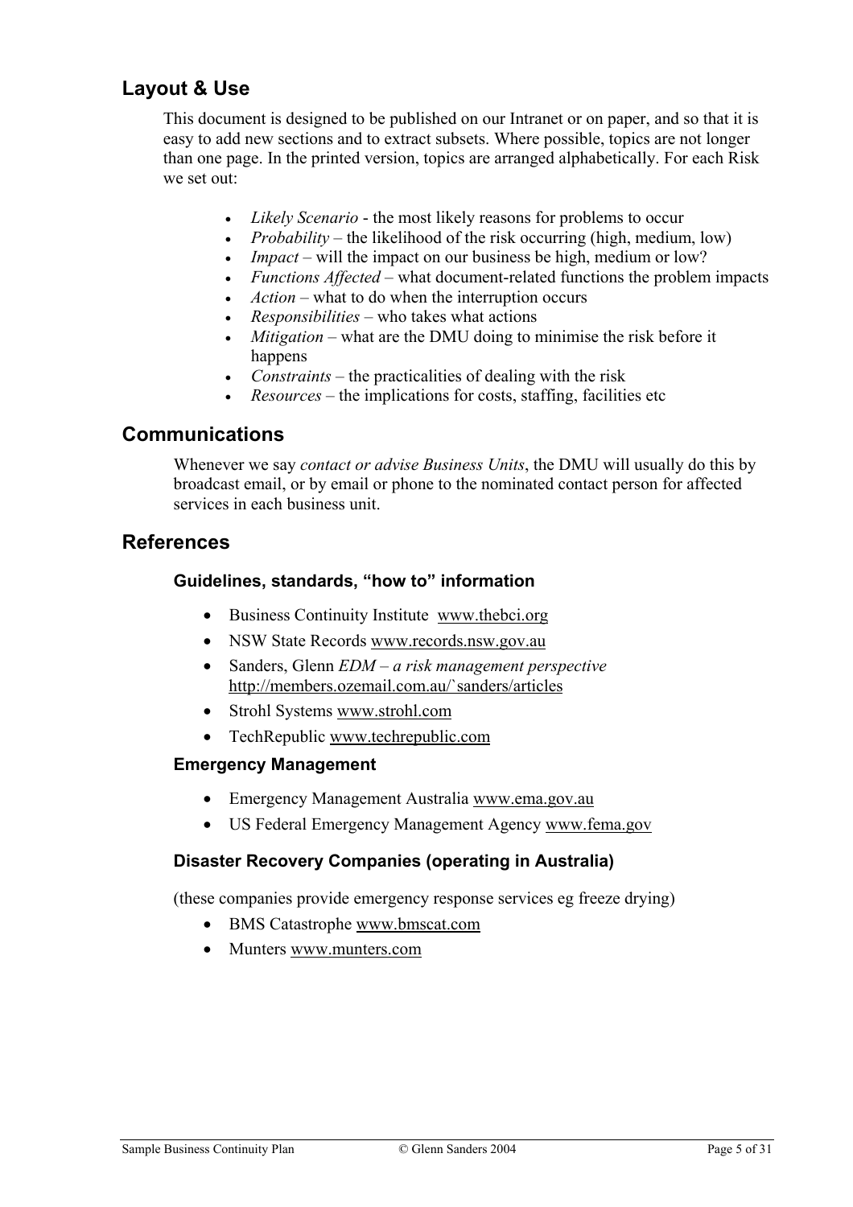## Layout & Use

This document is designed to be published on our Intranet or on paper, and so that it is easy to add new sections and to extract subsets. Where possible, topics are not longer than one page. In the printed version, topics are arranged alphabetically. For each Risk we set out:

- *Likely Scenario* - the most likely reasons for problems to occur
- *Probability* – the likelihood of the risk occurring (high, medium, low)
- *Impact* – will the impact on our business be high, medium or low?
- *Functions Affected* – what document-related functions the problem impacts
- *Action* – what to do when the interruption occurs
- *Responsibilities* – who takes what actions
- *Mitigation* – what are the DMU doing to minimise the risk before it happens
- *Constraints* – the practicalities of dealing with the risk
- *Resources* – the implications for costs, staffing, facilities etc

## Communications

Whenever we say *contact or advise Business Units*, the DMU will usually do this by broadcast email, or by email or phone to the nominated contact person for affected services in each business unit.

## References

### Guidelines, standards, "how to" information

- Business Continuity Institute www.thebci.org
- NSW State Records www.records.nsw.gov.au
- Sanders, Glenn *EDM – a risk management perspective* http://members.ozemail.com.au/`sanders/articles
- Strohl Systems www.strohl.com
- TechRepublic www.techrepublic.com

### Emergency Management

- Emergency Management Australia www.ema.gov.au
- US Federal Emergency Management Agency www.fema.gov

### Disaster Recovery Companies (operating in Australia)

(these companies provide emergency response services eg freeze drying)

- BMS Catastrophe www.bmscat.com
- Munters www.munters.com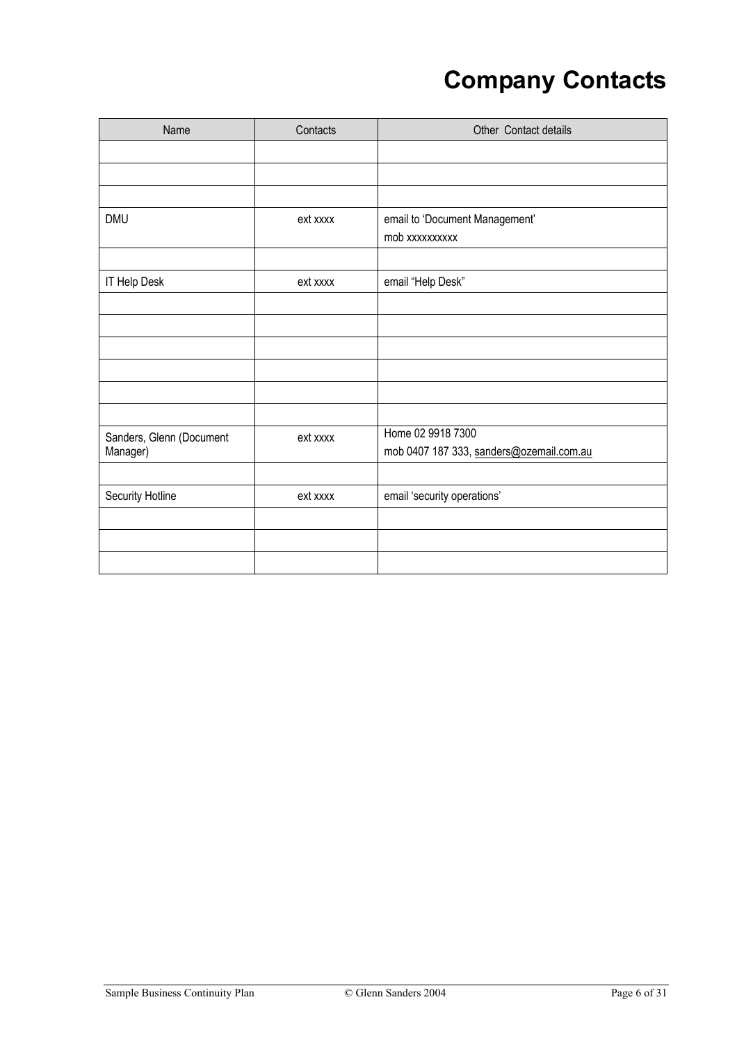# Company Contacts

| Name | Contacts | Other Contact details |
|---|---|---|
| | | |
| | | |
| | | |
| DMU | ext xxxx | email to 'Document Management'<br>mob xxxxxxxxxx |
| | | |
| IT Help Desk | ext xxxx | email "Help Desk" |
| | | |
| | | |
| | | |
| | | |
| | | |
| | | |
| Sanders, Glenn (Document Manager) | ext xxxx | Home 02 9918 7300<br>mob 0407 187 333, sanders@ozemail.com.au |
| | | |
| Security Hotline | ext xxxx | email 'security operations' |
| | | |
| | | |
| | | |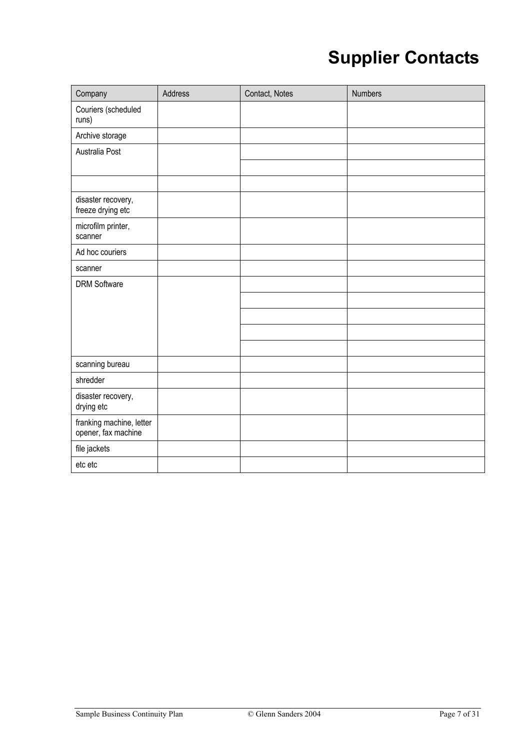# Supplier Contacts

| Company | Address | Contact, Notes | Numbers |
|---|---|---|---|
| Couriers (scheduled runs) | | | |
| Archive storage | | | |
| Australia Post | | | |
| | | | |
| | | | |
| disaster recovery, freeze drying etc | | | |
| microfilm printer, scanner | | | |
| Ad hoc couriers | | | |
| scanner | | | |
| DRM Software | | | |
| | | | |
| | | | |
| | | | |
| | | | |
| scanning bureau | | | |
| shredder | | | |
| disaster recovery, drying etc | | | |
| franking machine, letter opener, fax machine | | | |
| file jackets | | | |
| etc etc | | | |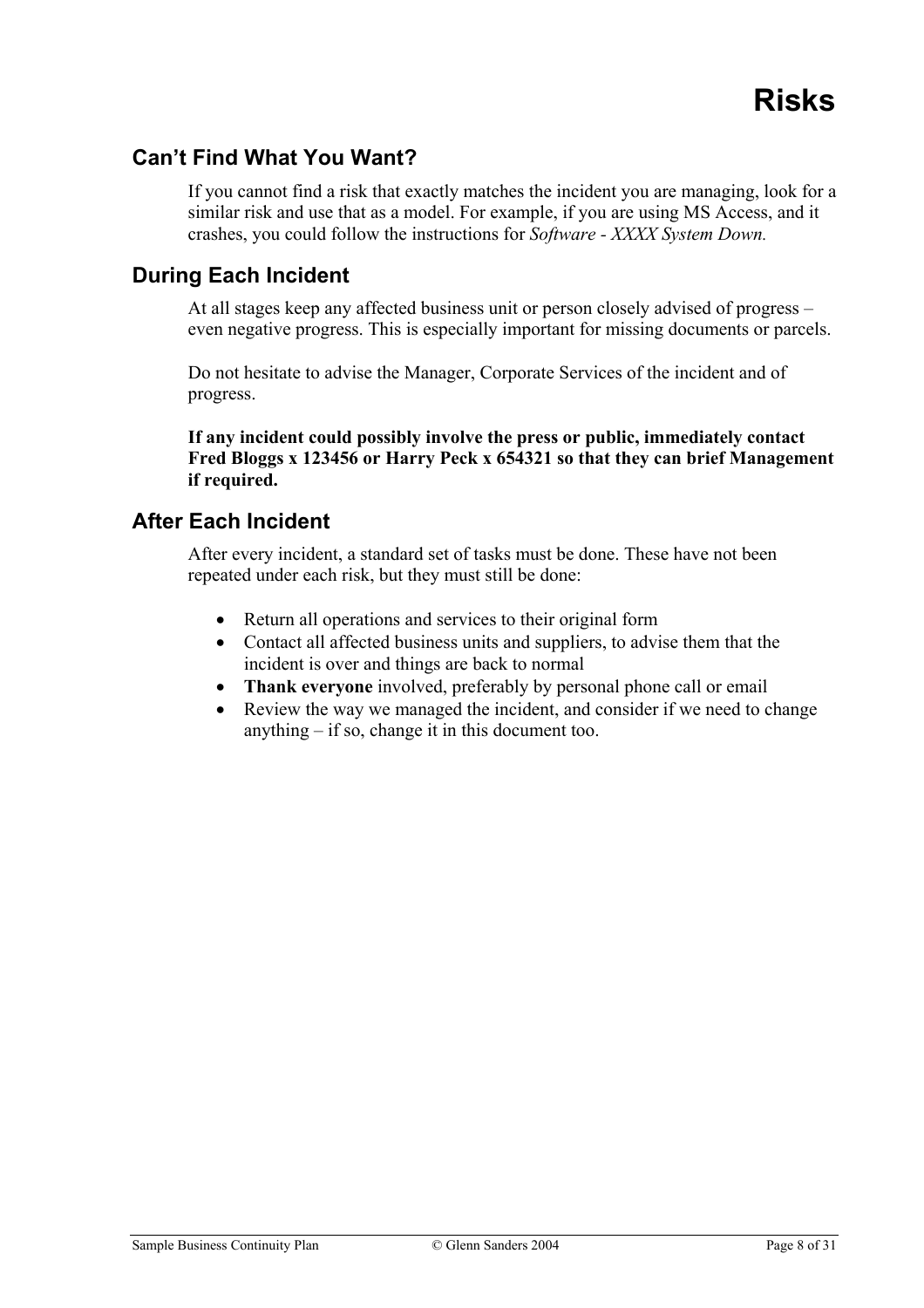# Risks

## Can't Find What You Want?

If you cannot find a risk that exactly matches the incident you are managing, look for a similar risk and use that as a model. For example, if you are using MS Access, and it crashes, you could follow the instructions for *Software - XXXX System Down.*

## During Each Incident

At all stages keep any affected business unit or person closely advised of progress – even negative progress. This is especially important for missing documents or parcels.

Do not hesitate to advise the Manager, Corporate Services of the incident and of progress.

**If any incident could possibly involve the press or public, immediately contact Fred Bloggs x 123456 or Harry Peck x 654321 so that they can brief Management if required.**

## After Each Incident

After every incident, a standard set of tasks must be done. These have not been repeated under each risk, but they must still be done:

- Return all operations and services to their original form
- Contact all affected business units and suppliers, to advise them that the incident is over and things are back to normal
- **Thank everyone** involved, preferably by personal phone call or email
- Review the way we managed the incident, and consider if we need to change anything – if so, change it in this document too.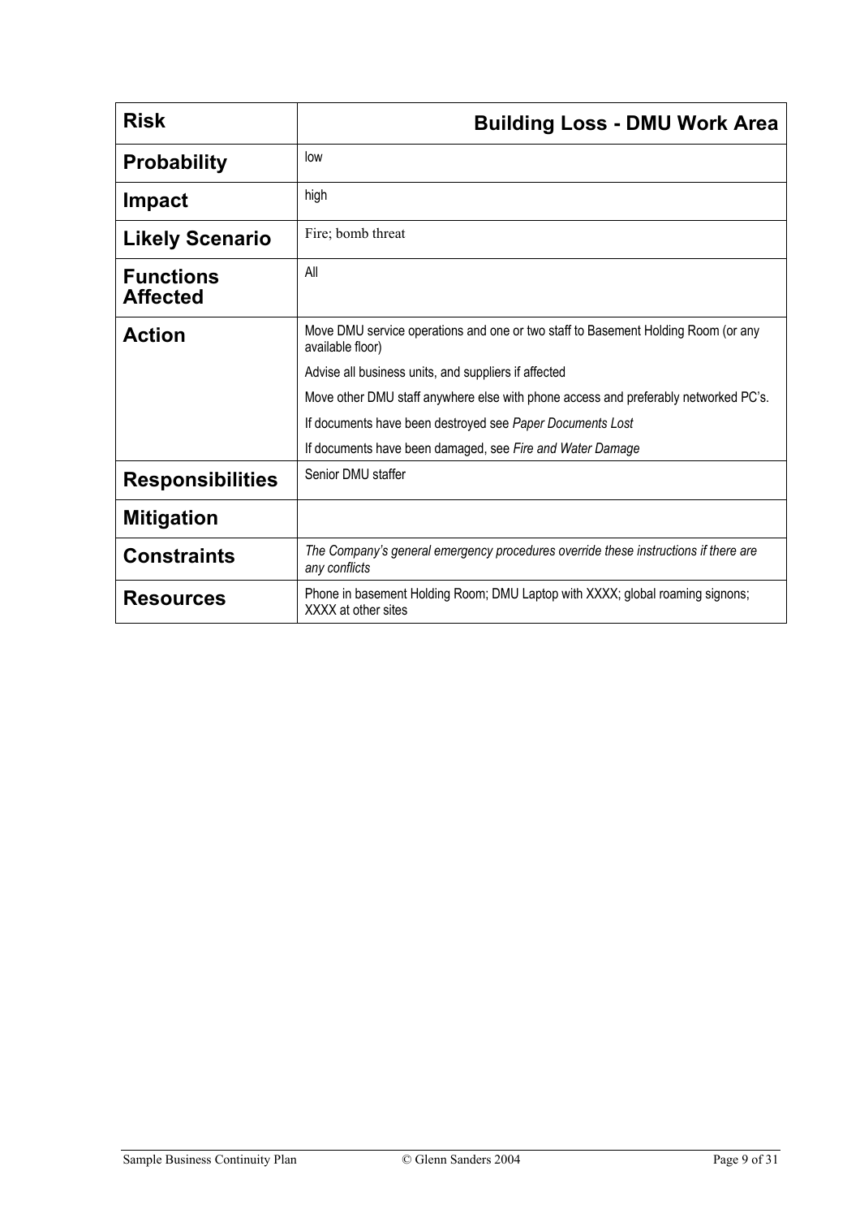| **Risk** | **Building Loss - DMU Work Area** |
|---|---|
| **Probability** | low |
| **Impact** | high |
| **Likely Scenario** | Fire; bomb threat |
| **Functions Affected** | All |
| **Action** | Move DMU service operations and one or two staff to Basement Holding Room (or any available floor)<br>Advise all business units, and suppliers if affected<br>Move other DMU staff anywhere else with phone access and preferably networked PC's.<br>If documents have been destroyed see *Paper Documents Lost*<br>If documents have been damaged, see *Fire and Water Damage* |
| **Responsibilities** | Senior DMU staffer |
| **Mitigation** | |
| **Constraints** | *The Company's general emergency procedures override these instructions if there are any conflicts* |
| **Resources** | Phone in basement Holding Room; DMU Laptop with XXXX; global roaming signons; XXXX at other sites |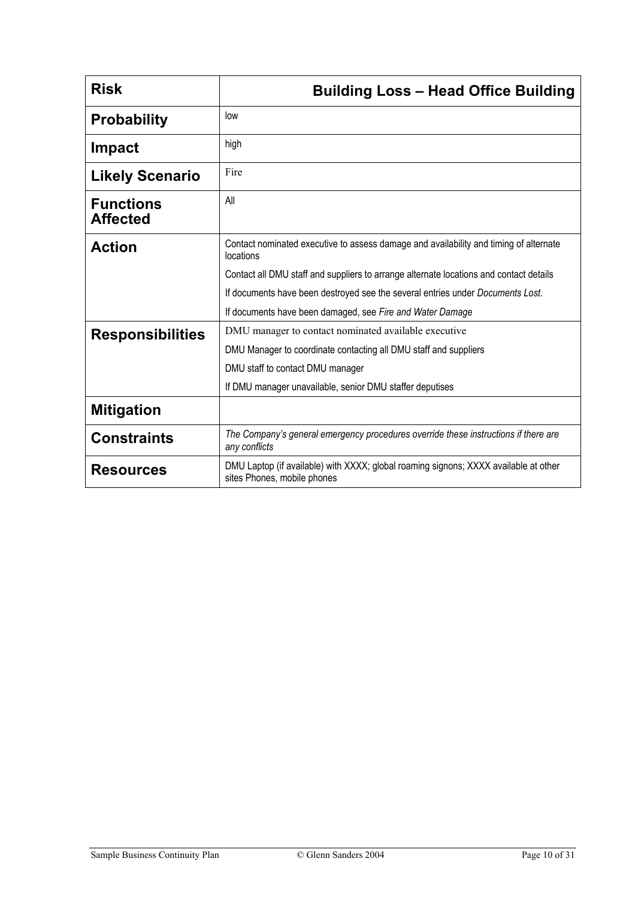| **Risk** | **Building Loss – Head Office Building** |
|---|---|
| **Probability** | low |
| **Impact** | high |
| **Likely Scenario** | Fire |
| **Functions Affected** | All |
| **Action** | Contact nominated executive to assess damage and availability and timing of alternate locations<br>Contact all DMU staff and suppliers to arrange alternate locations and contact details<br>If documents have been destroyed see the several entries under *Documents Lost*.<br>If documents have been damaged, see *Fire and Water Damage* |
| **Responsibilities** | DMU manager to contact nominated available executive<br>DMU Manager to coordinate contacting all DMU staff and suppliers<br>DMU staff to contact DMU manager<br>If DMU manager unavailable, senior DMU staffer deputises |
| **Mitigation** | |
| **Constraints** | *The Company's general emergency procedures override these instructions if there are any conflicts* |
| **Resources** | DMU Laptop (if available) with XXXX; global roaming signons; XXXX available at other sites Phones, mobile phones |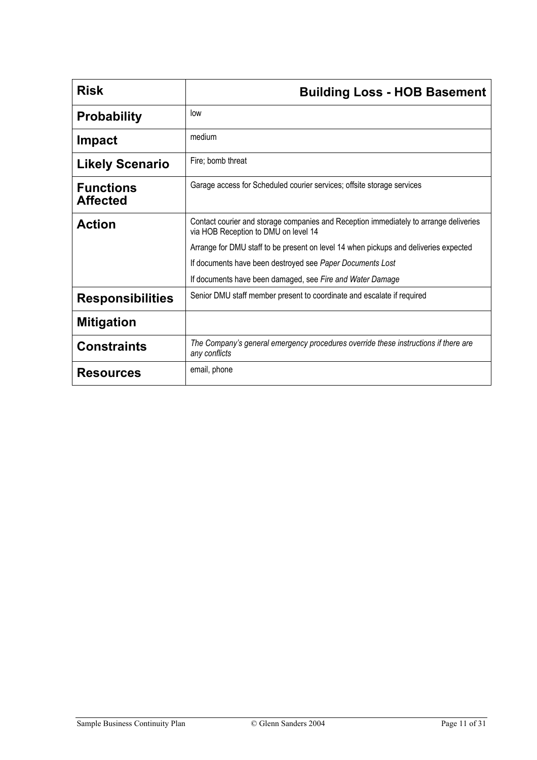| **Risk** | **Building Loss - HOB Basement** |
|---|---|
| **Probability** | low |
| **Impact** | medium |
| **Likely Scenario** | Fire; bomb threat |
| **Functions Affected** | Garage access for Scheduled courier services; offsite storage services |
| **Action** | Contact courier and storage companies and Reception immediately to arrange deliveries via HOB Reception to DMU on level 14<br>Arrange for DMU staff to be present on level 14 when pickups and deliveries expected<br>If documents have been destroyed see *Paper Documents Lost*<br>If documents have been damaged, see *Fire and Water Damage* |
| **Responsibilities** | Senior DMU staff member present to coordinate and escalate if required |
| **Mitigation** | |
| **Constraints** | *The Company's general emergency procedures override these instructions if there are any conflicts* |
| **Resources** | email, phone |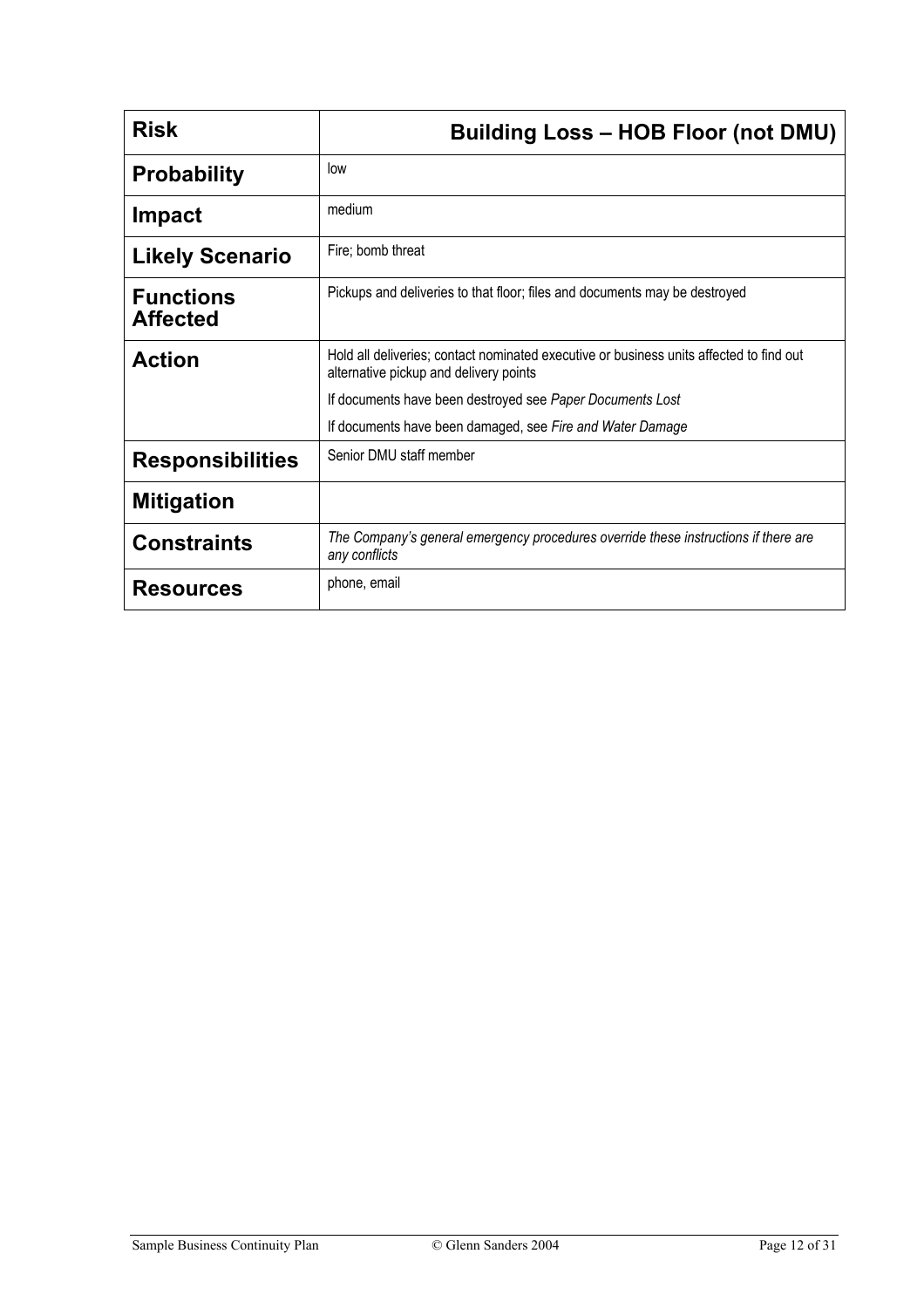| **Risk** | **Building Loss – HOB Floor (not DMU)** |
|---|---|
| **Probability** | low |
| **Impact** | medium |
| **Likely Scenario** | Fire; bomb threat |
| **Functions Affected** | Pickups and deliveries to that floor; files and documents may be destroyed |
| **Action** | Hold all deliveries; contact nominated executive or business units affected to find out alternative pickup and delivery points<br>If documents have been destroyed see *Paper Documents Lost*<br>If documents have been damaged, see *Fire and Water Damage* |
| **Responsibilities** | Senior DMU staff member |
| **Mitigation** | |
| **Constraints** | *The Company's general emergency procedures override these instructions if there are any conflicts* |
| **Resources** | phone, email |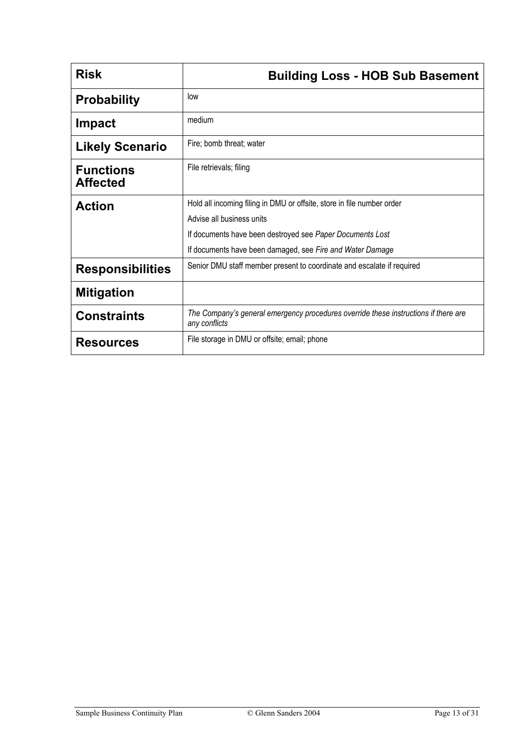| **Risk** | **Building Loss - HOB Sub Basement** |
|---|---|
| **Probability** | low |
| **Impact** | medium |
| **Likely Scenario** | Fire; bomb threat; water |
| **Functions Affected** | File retrievals; filing |
| **Action** | Hold all incoming filing in DMU or offsite, store in file number order<br>Advise all business units<br>If documents have been destroyed see *Paper Documents Lost*<br>If documents have been damaged, see *Fire and Water Damage* |
| **Responsibilities** | Senior DMU staff member present to coordinate and escalate if required |
| **Mitigation** | |
| **Constraints** | *The Company's general emergency procedures override these instructions if there are any conflicts* |
| **Resources** | File storage in DMU or offsite; email; phone |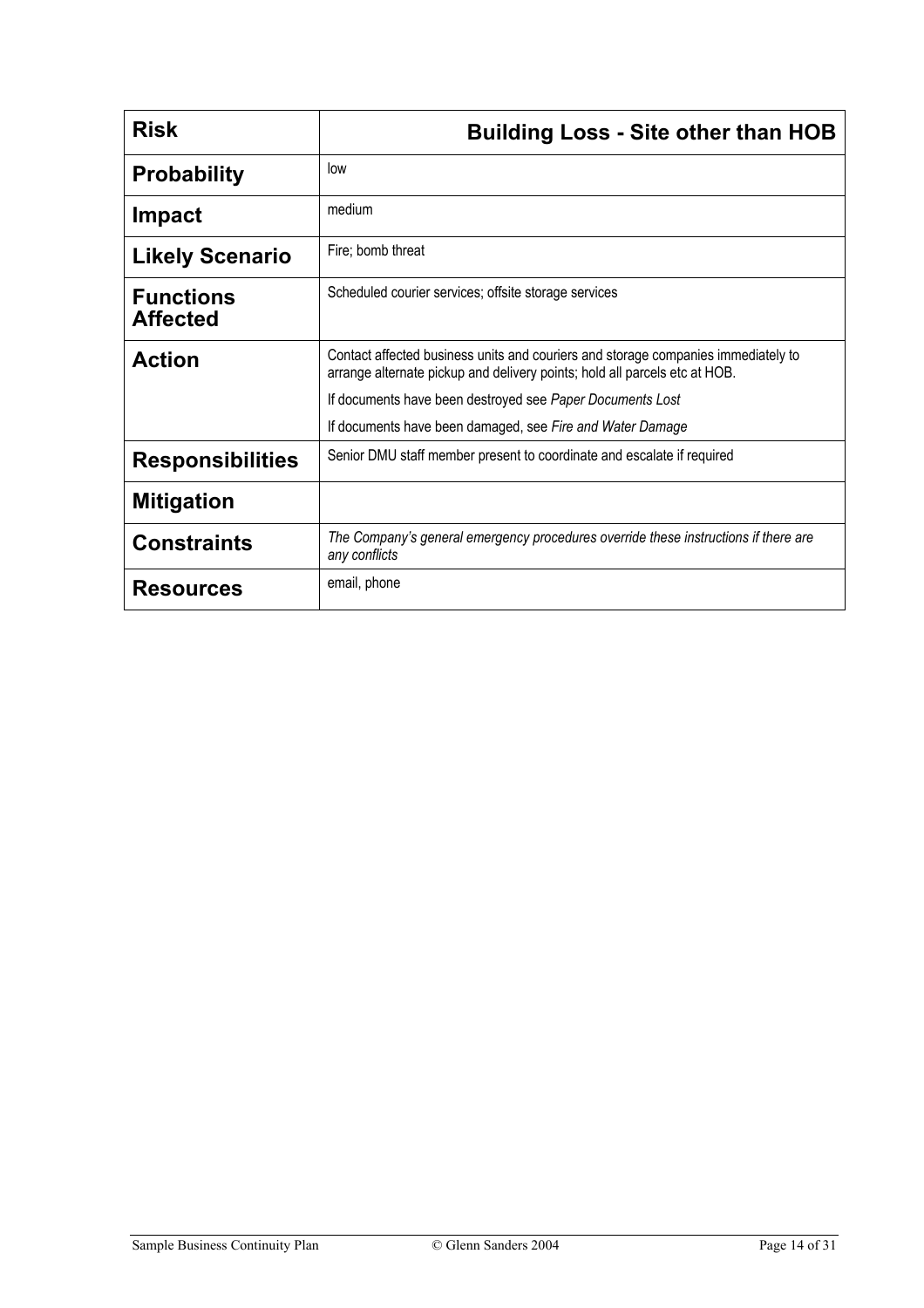| **Risk** | **Building Loss - Site other than HOB** |
|---|---|
| **Probability** | low |
| **Impact** | medium |
| **Likely Scenario** | Fire; bomb threat |
| **Functions Affected** | Scheduled courier services; offsite storage services |
| **Action** | Contact affected business units and couriers and storage companies immediately to arrange alternate pickup and delivery points; hold all parcels etc at HOB.<br>If documents have been destroyed see *Paper Documents Lost*<br>If documents have been damaged, see *Fire and Water Damage* |
| **Responsibilities** | Senior DMU staff member present to coordinate and escalate if required |
| **Mitigation** | |
| **Constraints** | *The Company's general emergency procedures override these instructions if there are any conflicts* |
| **Resources** | email, phone |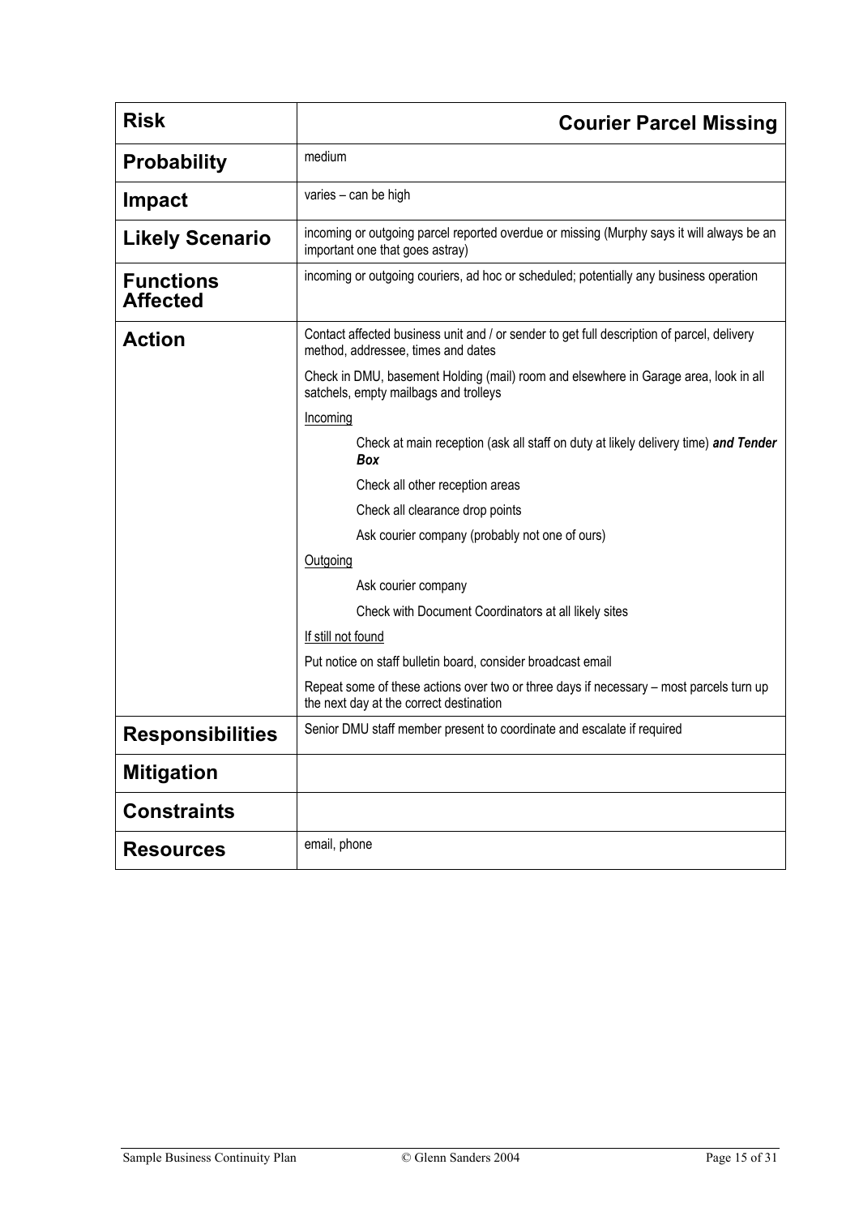| **Risk** | **Courier Parcel Missing** |
|---|---|
| **Probability** | medium |
| **Impact** | varies – can be high |
| **Likely Scenario** | incoming or outgoing parcel reported overdue or missing (Murphy says it will always be an important one that goes astray) |
| **Functions Affected** | incoming or outgoing couriers, ad hoc or scheduled; potentially any business operation |
| **Action** | Contact affected business unit and / or sender to get full description of parcel, delivery method, addressee, times and dates<br><br>Check in DMU, basement Holding (mail) room and elsewhere in Garage area, look in all satchels, empty mailbags and trolleys<br><br>Incoming<br><br>Check at main reception (ask all staff on duty at likely delivery time) ***and Tender Box***<br><br>Check all other reception areas<br><br>Check all clearance drop points<br><br>Ask courier company (probably not one of ours)<br><br>Outgoing<br><br>Ask courier company<br><br>Check with Document Coordinators at all likely sites<br><br>If still not found<br><br>Put notice on staff bulletin board, consider broadcast email<br><br>Repeat some of these actions over two or three days if necessary – most parcels turn up the next day at the correct destination |
| **Responsibilities** | Senior DMU staff member present to coordinate and escalate if required |
| **Mitigation** | |
| **Constraints** | |
| **Resources** | email, phone |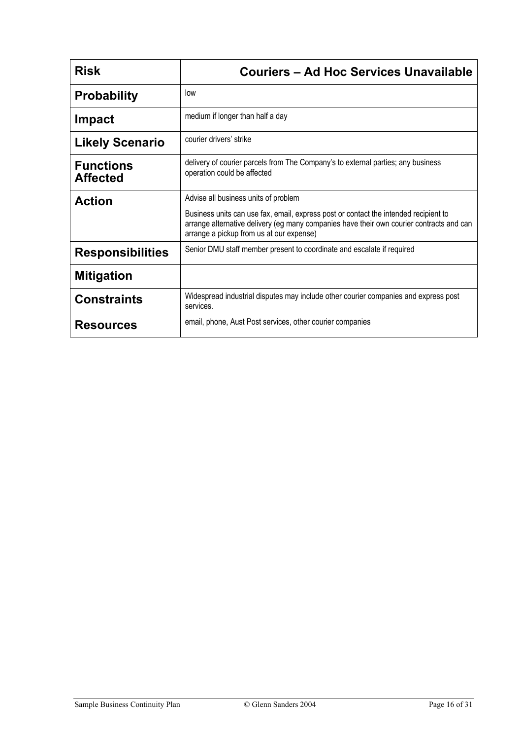| Risk | Couriers – Ad Hoc Services Unavailable |
|---|---|
| **Probability** | low |
| **Impact** | medium if longer than half a day |
| **Likely Scenario** | courier drivers' strike |
| **Functions Affected** | delivery of courier parcels from The Company's to external parties; any business operation could be affected |
| **Action** | Advise all business units of problem<br><br>Business units can use fax, email, express post or contact the intended recipient to arrange alternative delivery (eg many companies have their own courier contracts and can arrange a pickup from us at our expense) |
| **Responsibilities** | Senior DMU staff member present to coordinate and escalate if required |
| **Mitigation** | |
| **Constraints** | Widespread industrial disputes may include other courier companies and express post services. |
| **Resources** | email, phone, Aust Post services, other courier companies |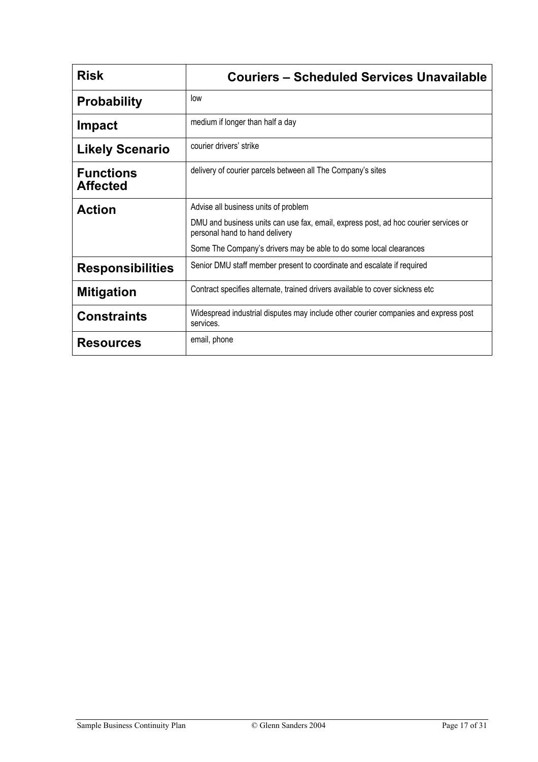| **Risk** | **Couriers – Scheduled Services Unavailable** |
|---|---|
| **Probability** | low |
| **Impact** | medium if longer than half a day |
| **Likely Scenario** | courier drivers' strike |
| **Functions Affected** | delivery of courier parcels between all The Company's sites |
| **Action** | Advise all business units of problem<br>DMU and business units can use fax, email, express post, ad hoc courier services or personal hand to hand delivery<br>Some The Company's drivers may be able to do some local clearances |
| **Responsibilities** | Senior DMU staff member present to coordinate and escalate if required |
| **Mitigation** | Contract specifies alternate, trained drivers available to cover sickness etc |
| **Constraints** | Widespread industrial disputes may include other courier companies and express post services. |
| **Resources** | email, phone |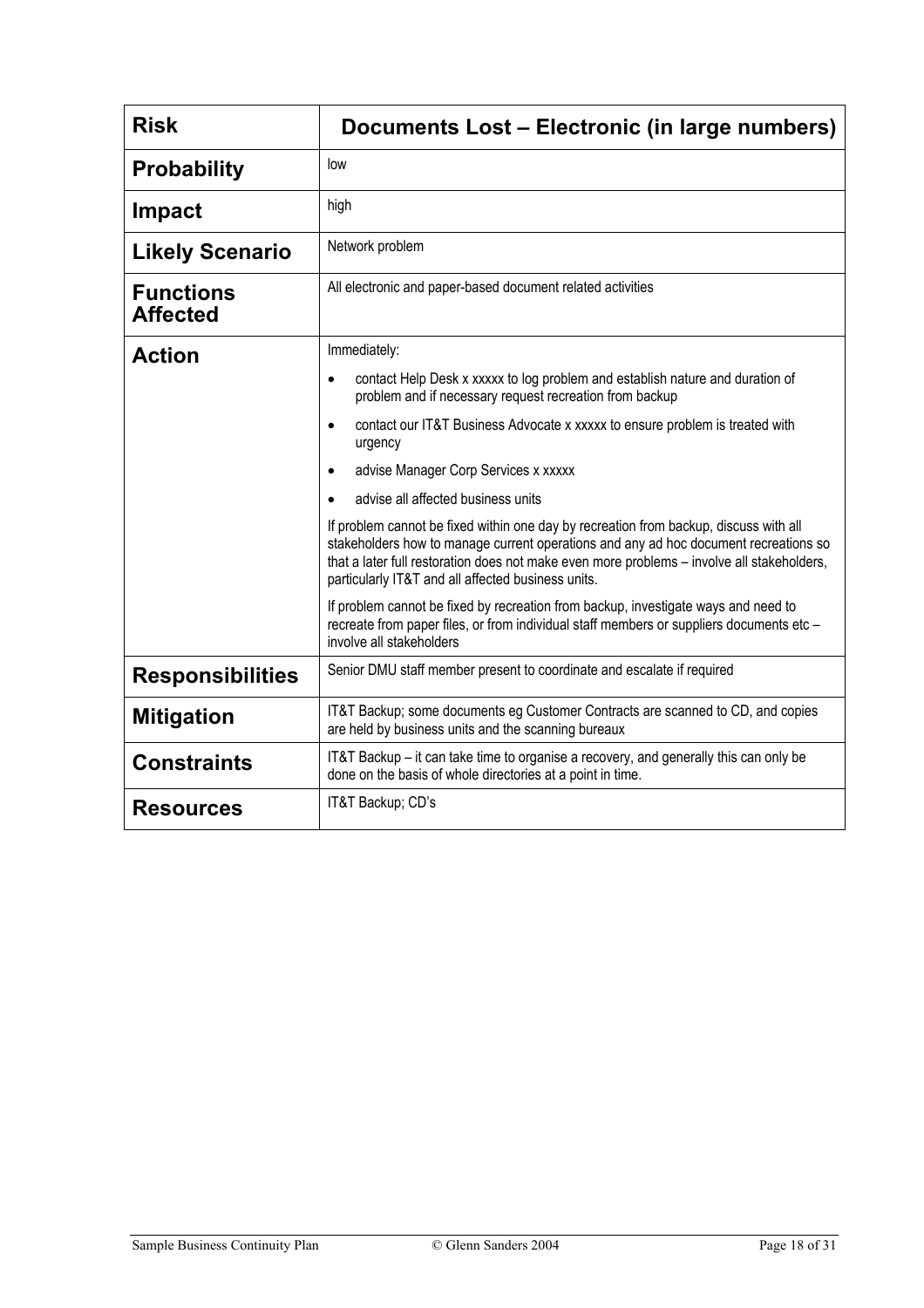| **Risk** | **Documents Lost – Electronic (in large numbers)** |
|---|---|
| **Probability** | low |
| **Impact** | high |
| **Likely Scenario** | Network problem |
| **Functions Affected** | All electronic and paper-based document related activities |
| **Action** | Immediately:<br>• contact Help Desk x xxxxx to log problem and establish nature and duration of problem and if necessary request recreation from backup<br>• contact our IT&T Business Advocate x xxxxx to ensure problem is treated with urgency<br>• advise Manager Corp Services x xxxxx<br>• advise all affected business units<br>If problem cannot be fixed within one day by recreation from backup, discuss with all stakeholders how to manage current operations and any ad hoc document recreations so that a later full restoration does not make even more problems – involve all stakeholders, particularly IT&T and all affected business units.<br>If problem cannot be fixed by recreation from backup, investigate ways and need to recreate from paper files, or from individual staff members or suppliers documents etc – involve all stakeholders |
| **Responsibilities** | Senior DMU staff member present to coordinate and escalate if required |
| **Mitigation** | IT&T Backup; some documents eg Customer Contracts are scanned to CD, and copies are held by business units and the scanning bureaux |
| **Constraints** | IT&T Backup – it can take time to organise a recovery, and generally this can only be done on the basis of whole directories at a point in time. |
| **Resources** | IT&T Backup; CD's |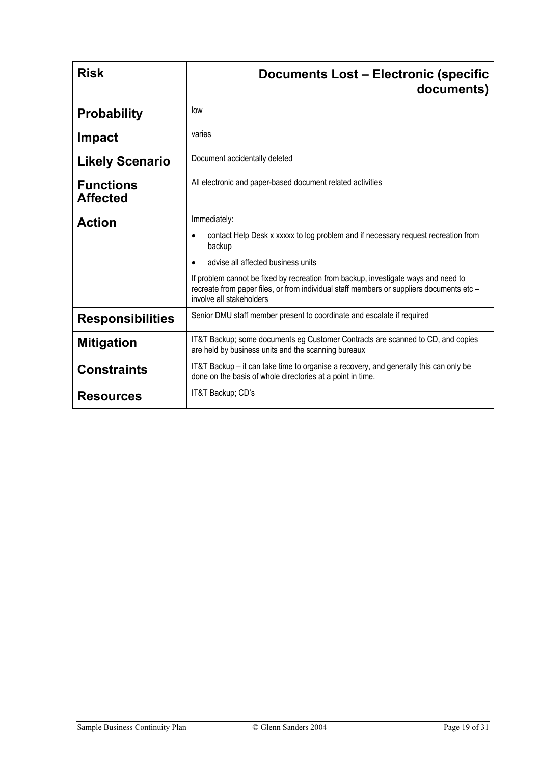| **Risk** | **Documents Lost – Electronic (specific documents)** |
| --- | --- |
| **Probability** | low |
| **Impact** | varies |
| **Likely Scenario** | Document accidentally deleted |
| **Functions Affected** | All electronic and paper-based document related activities |
| **Action** | Immediately:<br>• contact Help Desk x xxxxx to log problem and if necessary request recreation from backup<br>• advise all affected business units<br>If problem cannot be fixed by recreation from backup, investigate ways and need to recreate from paper files, or from individual staff members or suppliers documents etc – involve all stakeholders |
| **Responsibilities** | Senior DMU staff member present to coordinate and escalate if required |
| **Mitigation** | IT&T Backup; some documents eg Customer Contracts are scanned to CD, and copies are held by business units and the scanning bureaux |
| **Constraints** | IT&T Backup – it can take time to organise a recovery, and generally this can only be done on the basis of whole directories at a point in time. |
| **Resources** | IT&T Backup; CD's |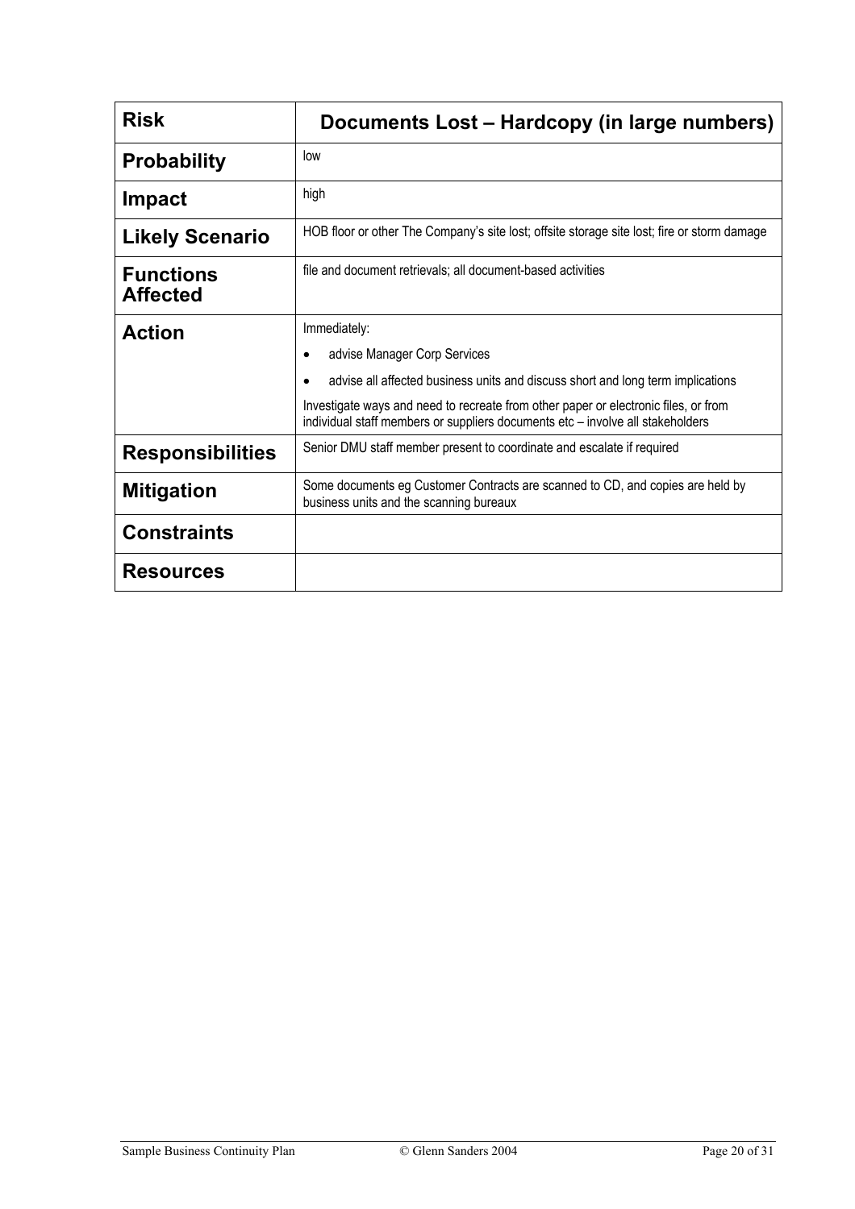| Risk | Documents Lost – Hardcopy (in large numbers) |
|---|---|
| **Probability** | low |
| **Impact** | high |
| **Likely Scenario** | HOB floor or other The Company's site lost; offsite storage site lost; fire or storm damage |
| **Functions Affected** | file and document retrievals; all document-based activities |
| **Action** | Immediately:<br>• advise Manager Corp Services<br>• advise all affected business units and discuss short and long term implications<br>Investigate ways and need to recreate from other paper or electronic files, or from individual staff members or suppliers documents etc – involve all stakeholders |
| **Responsibilities** | Senior DMU staff member present to coordinate and escalate if required |
| **Mitigation** | Some documents eg Customer Contracts are scanned to CD, and copies are held by business units and the scanning bureaux |
| **Constraints** | |
| **Resources** | |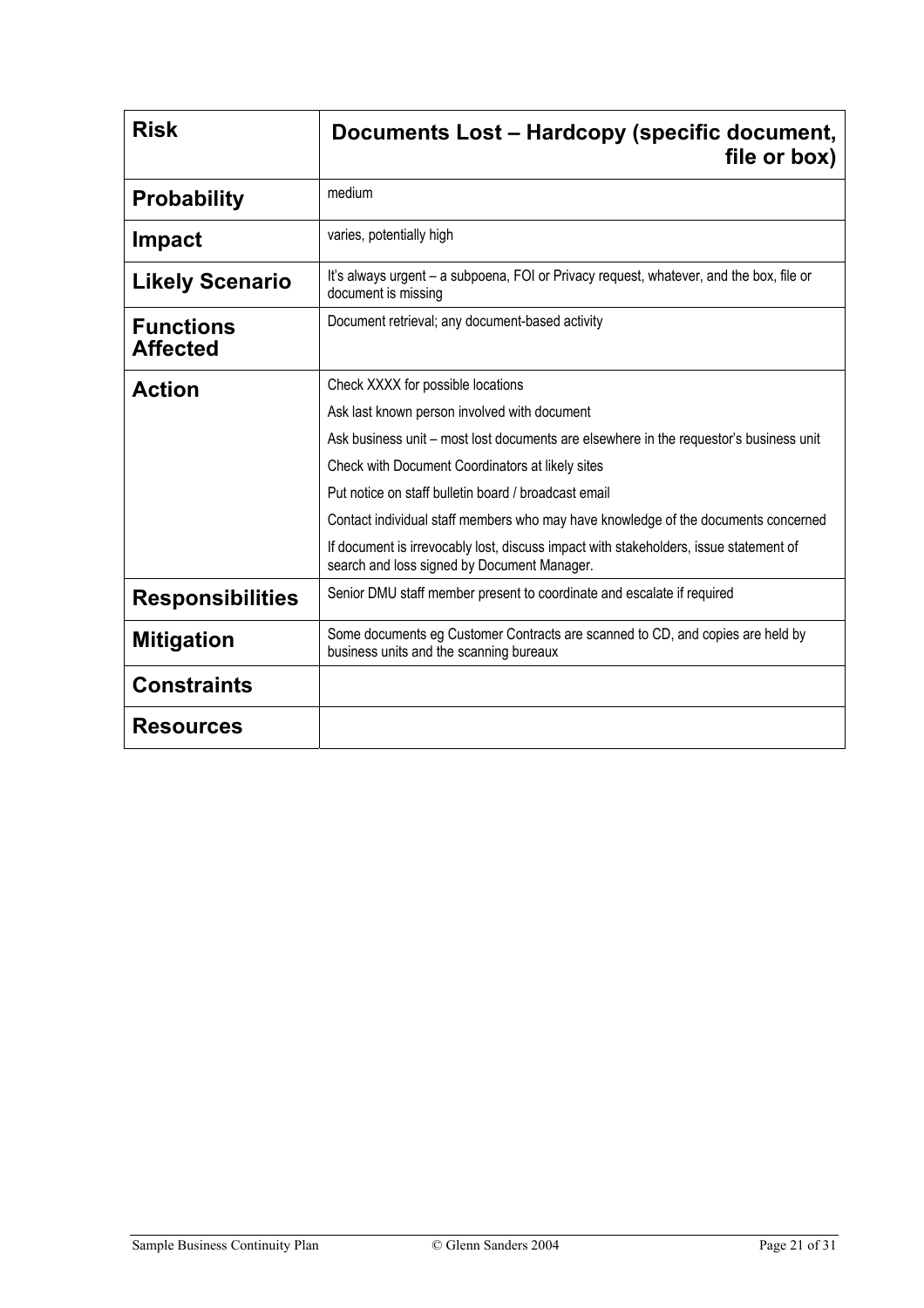| Risk | Documents Lost – Hardcopy (specific document, file or box) |
| --- | --- |
| **Probability** | medium |
| **Impact** | varies, potentially high |
| **Likely Scenario** | It's always urgent – a subpoena, FOI or Privacy request, whatever, and the box, file or document is missing |
| **Functions Affected** | Document retrieval; any document-based activity |
| **Action** | Check XXXX for possible locations<br>Ask last known person involved with document<br>Ask business unit – most lost documents are elsewhere in the requestor's business unit<br>Check with Document Coordinators at likely sites<br>Put notice on staff bulletin board / broadcast email<br>Contact individual staff members who may have knowledge of the documents concerned<br>If document is irrevocably lost, discuss impact with stakeholders, issue statement of search and loss signed by Document Manager. |
| **Responsibilities** | Senior DMU staff member present to coordinate and escalate if required |
| **Mitigation** | Some documents eg Customer Contracts are scanned to CD, and copies are held by business units and the scanning bureaux |
| **Constraints** | |
| **Resources** | |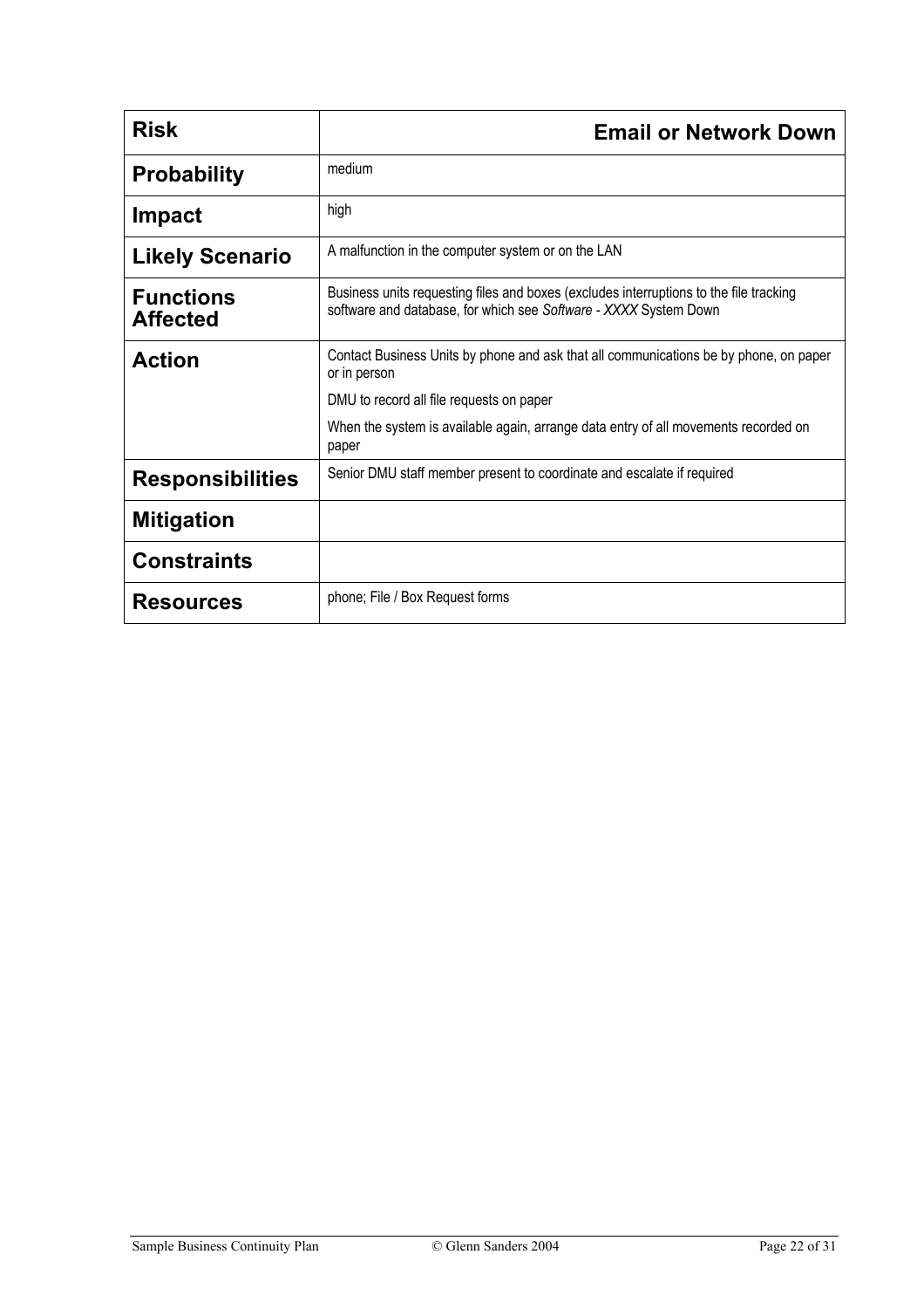| **Risk** | **Email or Network Down** |
| --- | --- |
| **Probability** | medium |
| **Impact** | high |
| **Likely Scenario** | A malfunction in the computer system or on the LAN |
| **Functions Affected** | Business units requesting files and boxes (excludes interruptions to the file tracking software and database, for which see *Software - XXXX* System Down |
| **Action** | Contact Business Units by phone and ask that all communications be by phone, on paper or in person<br><br>DMU to record all file requests on paper<br><br>When the system is available again, arrange data entry of all movements recorded on paper |
| **Responsibilities** | Senior DMU staff member present to coordinate and escalate if required |
| **Mitigation** | |
| **Constraints** | |
| **Resources** | phone; File / Box Request forms |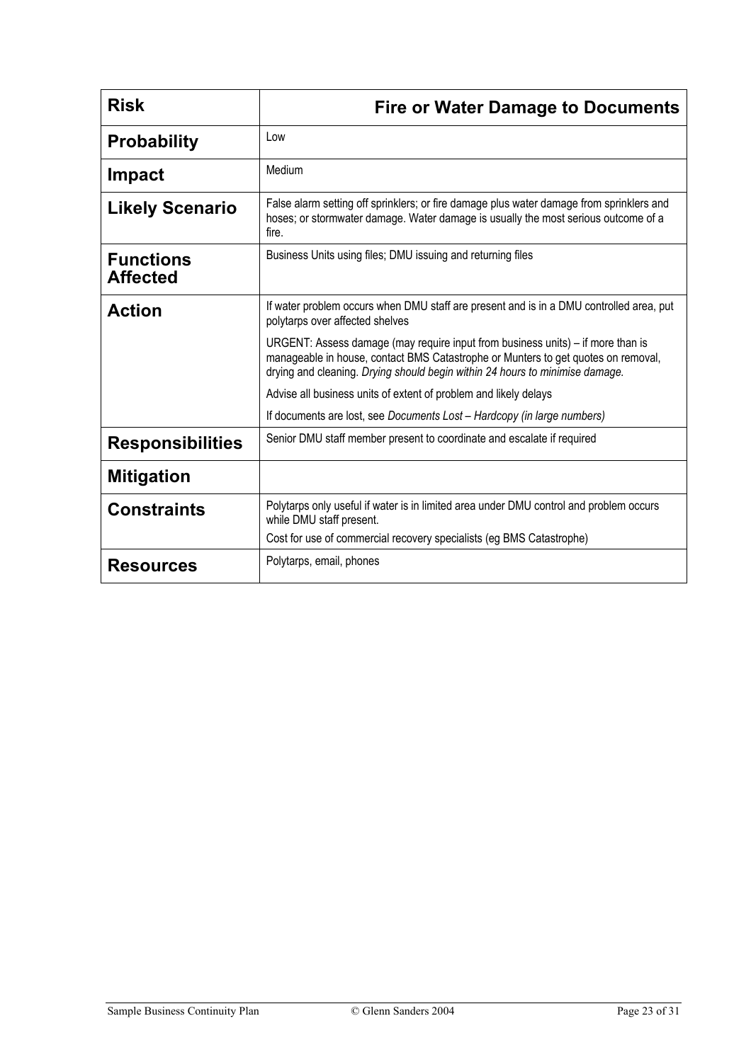| **Risk** | **Fire or Water Damage to Documents** |
|---|---|
| **Probability** | Low |
| **Impact** | Medium |
| **Likely Scenario** | False alarm setting off sprinklers; or fire damage plus water damage from sprinklers and hoses; or stormwater damage. Water damage is usually the most serious outcome of a fire. |
| **Functions Affected** | Business Units using files; DMU issuing and returning files |
| **Action** | If water problem occurs when DMU staff are present and is in a DMU controlled area, put polytarps over affected shelves<br><br>URGENT: Assess damage (may require input from business units) – if more than is manageable in house, contact BMS Catastrophe or Munters to get quotes on removal, drying and cleaning. *Drying should begin within 24 hours to minimise damage.*<br><br>Advise all business units of extent of problem and likely delays<br><br>If documents are lost, see *Documents Lost – Hardcopy (in large numbers)* |
| **Responsibilities** | Senior DMU staff member present to coordinate and escalate if required |
| **Mitigation** | |
| **Constraints** | Polytarps only useful if water is in limited area under DMU control and problem occurs while DMU staff present.<br><br>Cost for use of commercial recovery specialists (eg BMS Catastrophe) |
| **Resources** | Polytarps, email, phones |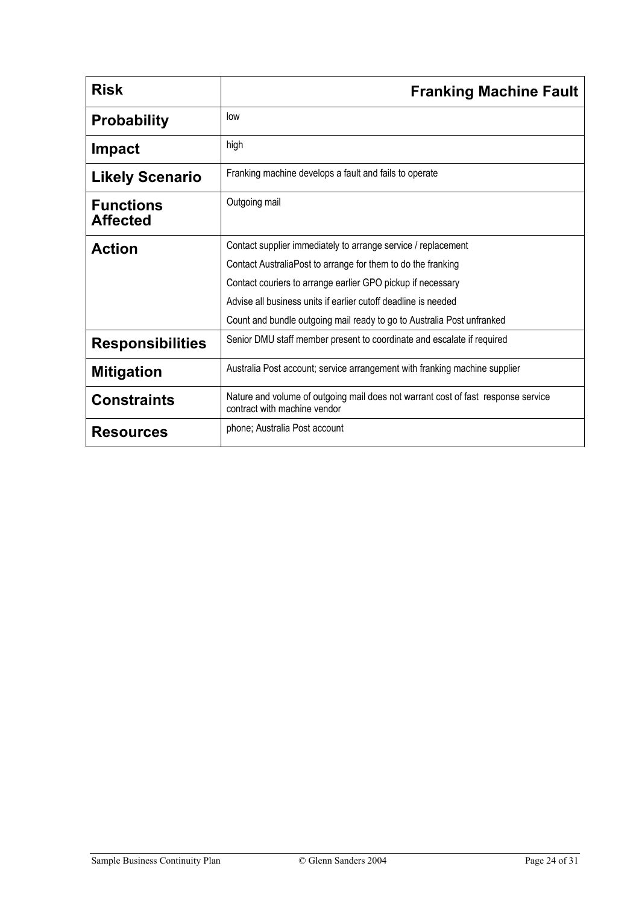| Risk | Franking Machine Fault |
|---|---|
| **Probability** | low |
| **Impact** | high |
| **Likely Scenario** | Franking machine develops a fault and fails to operate |
| **Functions Affected** | Outgoing mail |
| **Action** | Contact supplier immediately to arrange service / replacement<br>Contact AustraliaPost to arrange for them to do the franking<br>Contact couriers to arrange earlier GPO pickup if necessary<br>Advise all business units if earlier cutoff deadline is needed<br>Count and bundle outgoing mail ready to go to Australia Post unfranked |
| **Responsibilities** | Senior DMU staff member present to coordinate and escalate if required |
| **Mitigation** | Australia Post account; service arrangement with franking machine supplier |
| **Constraints** | Nature and volume of outgoing mail does not warrant cost of fast response service contract with machine vendor |
| **Resources** | phone; Australia Post account |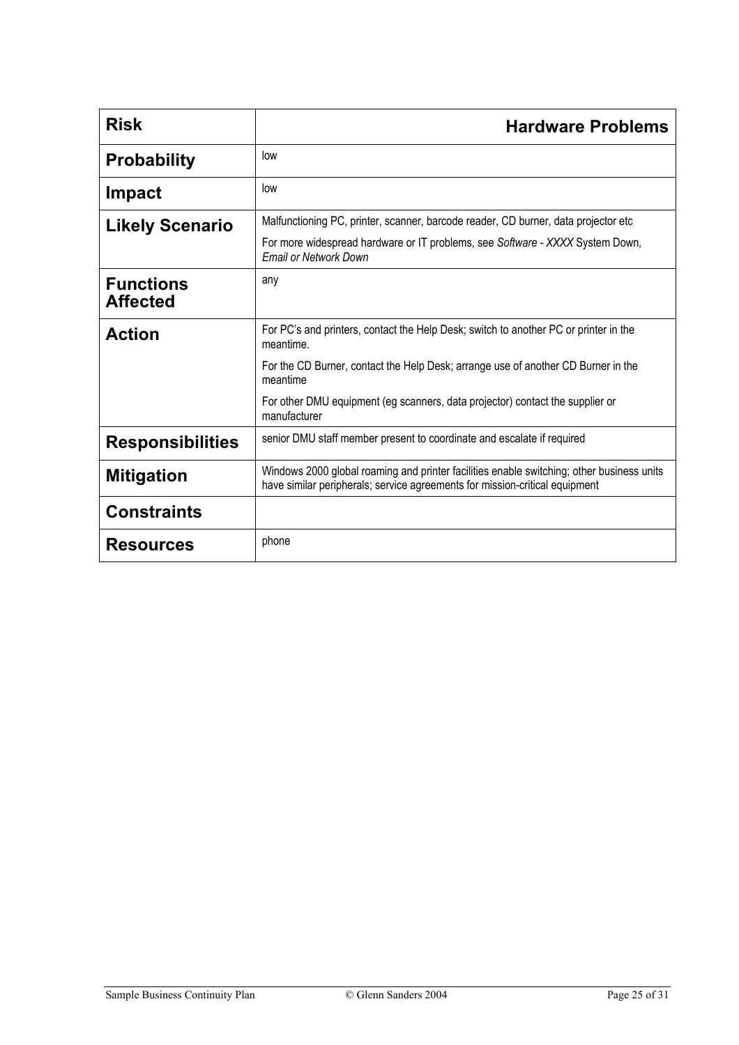| **Risk** | **Hardware Problems** |
|---|---|
| **Probability** | low |
| **Impact** | low |
| **Likely Scenario** | Malfunctioning PC, printer, scanner, barcode reader, CD burner, data projector etc<br><br>For more widespread hardware or IT problems, see *Software - XXXX* System Down, *Email or Network Down* |
| **Functions Affected** | any |
| **Action** | For PC's and printers, contact the Help Desk; switch to another PC or printer in the meantime.<br><br>For the CD Burner, contact the Help Desk; arrange use of another CD Burner in the meantime<br><br>For other DMU equipment (eg scanners, data projector) contact the supplier or manufacturer |
| **Responsibilities** | senior DMU staff member present to coordinate and escalate if required |
| **Mitigation** | Windows 2000 global roaming and printer facilities enable switching; other business units have similar peripherals; service agreements for mission-critical equipment |
| **Constraints** | |
| **Resources** | phone |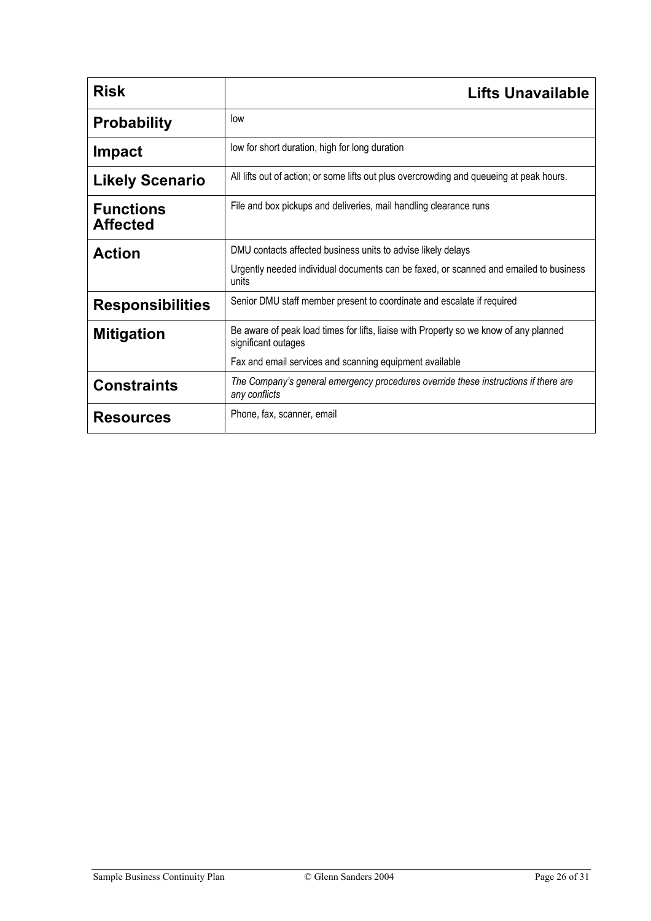| **Risk** | **Lifts Unavailable** |
|---|---|
| **Probability** | low |
| **Impact** | low for short duration, high for long duration |
| **Likely Scenario** | All lifts out of action; or some lifts out plus overcrowding and queueing at peak hours. |
| **Functions Affected** | File and box pickups and deliveries, mail handling clearance runs |
| **Action** | DMU contacts affected business units to advise likely delays<br><br>Urgently needed individual documents can be faxed, or scanned and emailed to business units |
| **Responsibilities** | Senior DMU staff member present to coordinate and escalate if required |
| **Mitigation** | Be aware of peak load times for lifts, liaise with Property so we know of any planned significant outages<br><br>Fax and email services and scanning equipment available |
| **Constraints** | *The Company's general emergency procedures override these instructions if there are any conflicts* |
| **Resources** | Phone, fax, scanner, email |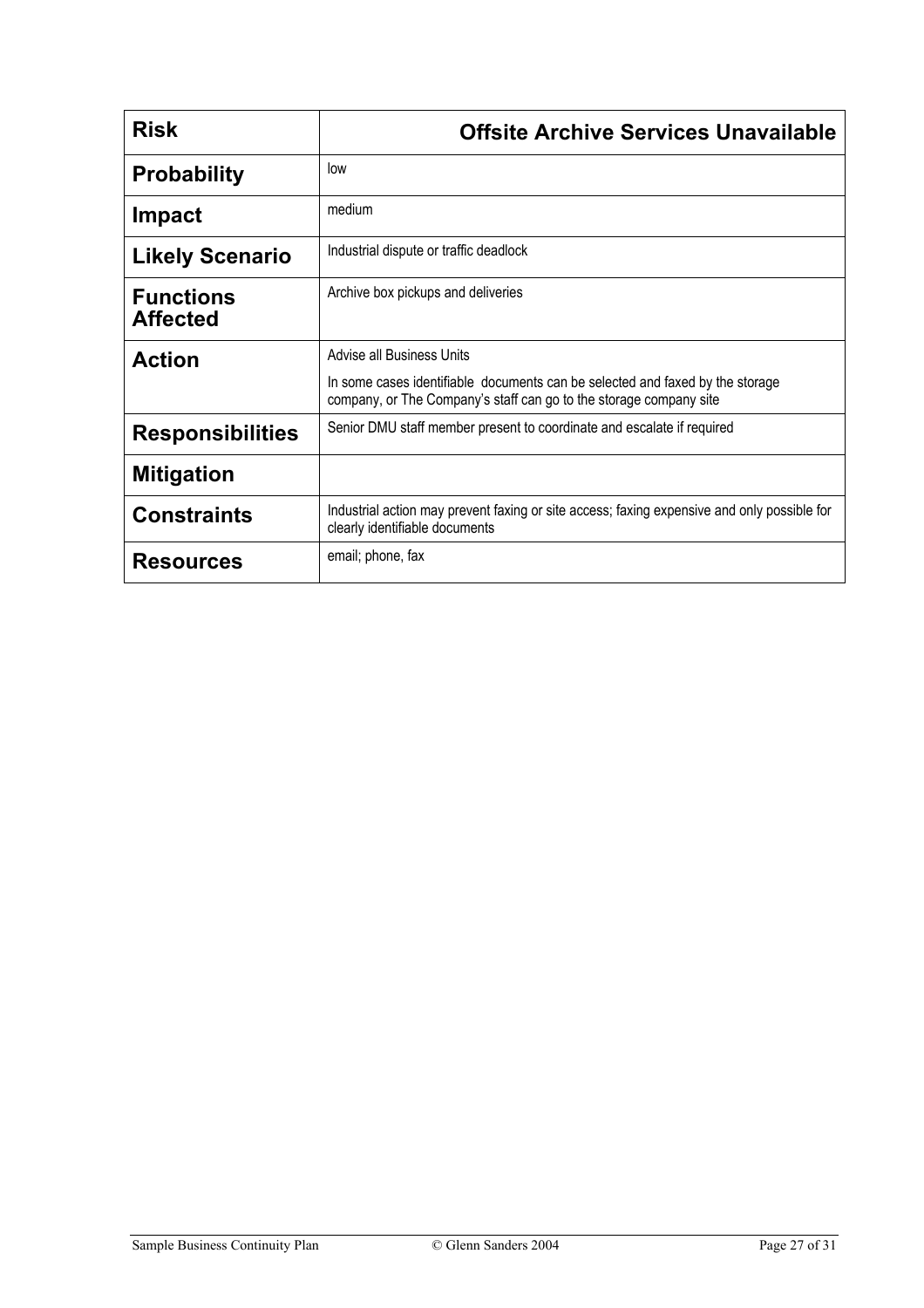| **Risk** | **Offsite Archive Services Unavailable** |
|---|---|
| **Probability** | low |
| **Impact** | medium |
| **Likely Scenario** | Industrial dispute or traffic deadlock |
| **Functions Affected** | Archive box pickups and deliveries |
| **Action** | Advise all Business Units<br><br>In some cases identifiable documents can be selected and faxed by the storage company, or The Company's staff can go to the storage company site |
| **Responsibilities** | Senior DMU staff member present to coordinate and escalate if required |
| **Mitigation** | |
| **Constraints** | Industrial action may prevent faxing or site access; faxing expensive and only possible for clearly identifiable documents |
| **Resources** | email; phone, fax |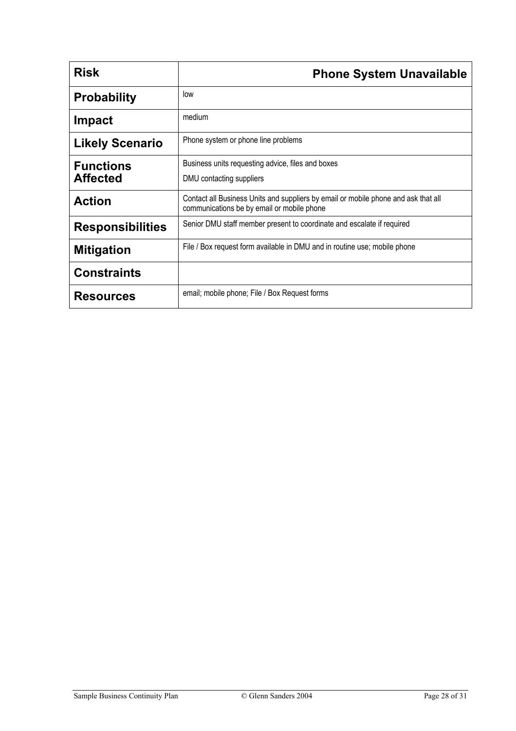| Risk | Phone System Unavailable |
|---|---|
| Probability | low |
| Impact | medium |
| Likely Scenario | Phone system or phone line problems |
| Functions Affected | Business units requesting advice, files and boxes<br>DMU contacting suppliers |
| Action | Contact all Business Units and suppliers by email or mobile phone and ask that all communications be by email or mobile phone |
| Responsibilities | Senior DMU staff member present to coordinate and escalate if required |
| Mitigation | File / Box request form available in DMU and in routine use; mobile phone |
| Constraints | |
| Resources | email; mobile phone; File / Box Request forms |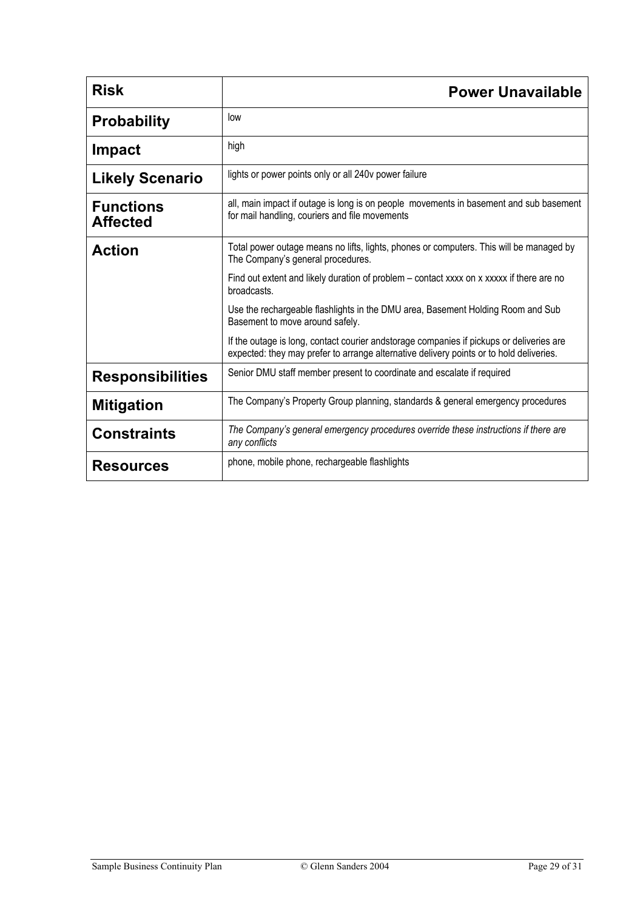| **Risk** | **Power Unavailable** |
|---|---|
| **Probability** | low |
| **Impact** | high |
| **Likely Scenario** | lights or power points only or all 240v power failure |
| **Functions Affected** | all, main impact if outage is long is on people movements in basement and sub basement for mail handling, couriers and file movements |
| **Action** | Total power outage means no lifts, lights, phones or computers. This will be managed by The Company's general procedures.<br><br>Find out extent and likely duration of problem – contact xxxx on x xxxxx if there are no broadcasts.<br><br>Use the rechargeable flashlights in the DMU area, Basement Holding Room and Sub Basement to move around safely.<br><br>If the outage is long, contact courier andstorage companies if pickups or deliveries are expected: they may prefer to arrange alternative delivery points or to hold deliveries. |
| **Responsibilities** | Senior DMU staff member present to coordinate and escalate if required |
| **Mitigation** | The Company's Property Group planning, standards & general emergency procedures |
| **Constraints** | *The Company's general emergency procedures override these instructions if there are any conflicts* |
| **Resources** | phone, mobile phone, rechargeable flashlights |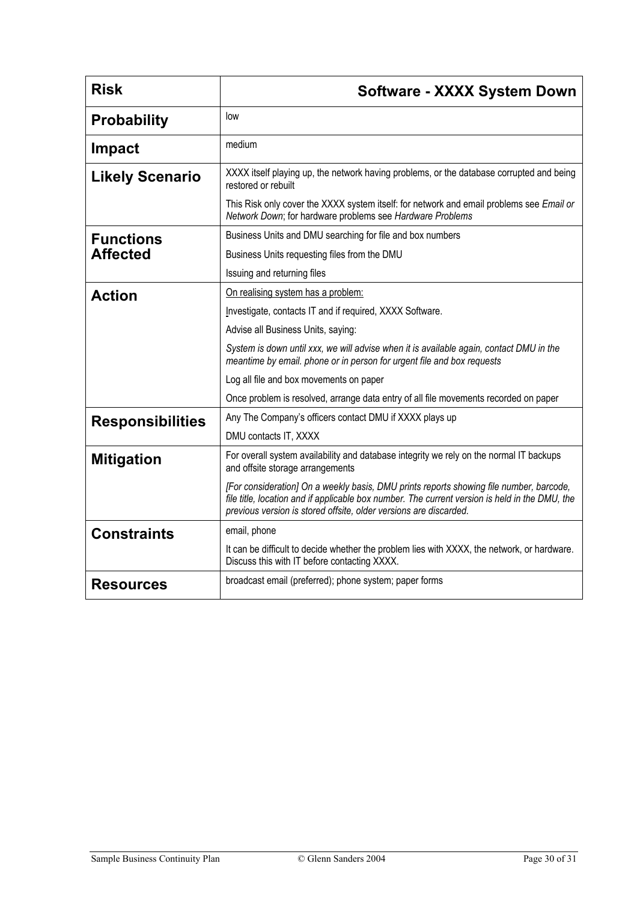| **Risk** | **Software - XXXX System Down** |
|---|---|
| **Probability** | low |
| **Impact** | medium |
| **Likely Scenario** | XXXX itself playing up, the network having problems, or the database corrupted and being restored or rebuilt<br><br>This Risk only cover the XXXX system itself: for network and email problems see *Email or Network Down*; for hardware problems see *Hardware Problems* |
| **Functions Affected** | Business Units and DMU searching for file and box numbers<br><br>Business Units requesting files from the DMU<br><br>Issuing and returning files |
| **Action** | On realising system has a problem:<br><br>Investigate, contacts IT and if required, XXXX Software.<br><br>Advise all Business Units, saying:<br><br>*System is down until xxx, we will advise when it is available again, contact DMU in the meantime by email. phone or in person for urgent file and box requests*<br><br>Log all file and box movements on paper<br><br>Once problem is resolved, arrange data entry of all file movements recorded on paper |
| **Responsibilities** | Any The Company's officers contact DMU if XXXX plays up<br><br>DMU contacts IT, XXXX |
| **Mitigation** | For overall system availability and database integrity we rely on the normal IT backups and offsite storage arrangements<br><br>*[For consideration] On a weekly basis, DMU prints reports showing file number, barcode, file title, location and if applicable box number. The current version is held in the DMU, the previous version is stored offsite, older versions are discarded.* |
| **Constraints** | email, phone<br><br>It can be difficult to decide whether the problem lies with XXXX, the network, or hardware. Discuss this with IT before contacting XXXX. |
| **Resources** | broadcast email (preferred); phone system; paper forms |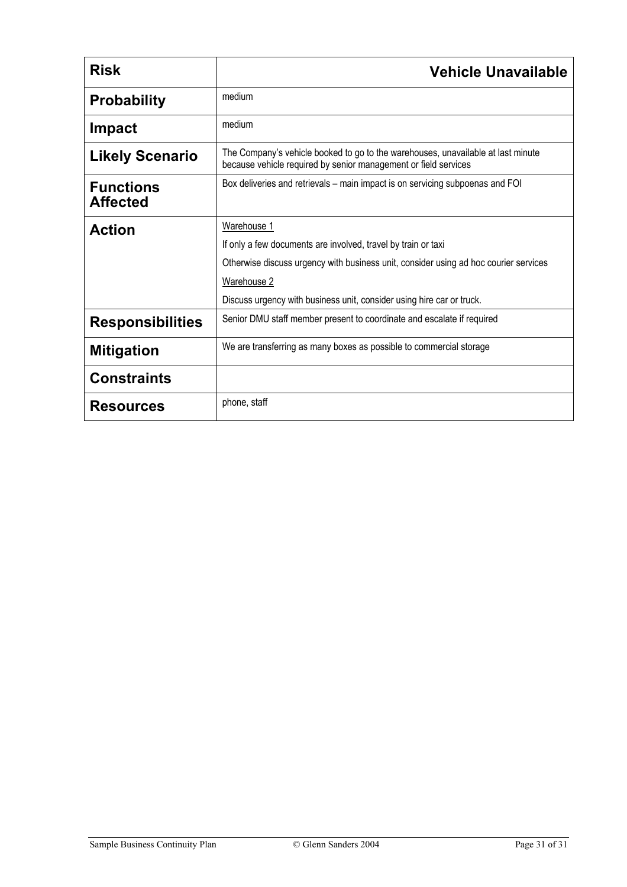| | |
|---|---|
| **Risk** | **Vehicle Unavailable** |
| **Probability** | medium |
| **Impact** | medium |
| **Likely Scenario** | The Company's vehicle booked to go to the warehouses, unavailable at last minute because vehicle required by senior management or field services |
| **Functions Affected** | Box deliveries and retrievals – main impact is on servicing subpoenas and FOI |
| **Action** | Warehouse 1<br>If only a few documents are involved, travel by train or taxi<br>Otherwise discuss urgency with business unit, consider using ad hoc courier services<br>Warehouse 2<br>Discuss urgency with business unit, consider using hire car or truck. |
| **Responsibilities** | Senior DMU staff member present to coordinate and escalate if required |
| **Mitigation** | We are transferring as many boxes as possible to commercial storage |
| **Constraints** | |
| **Resources** | phone, staff |